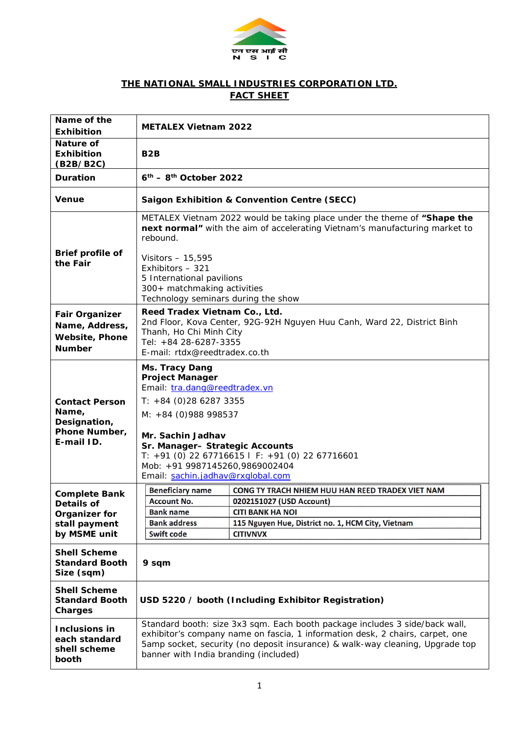एन एस आई सी
N S I C

**THE NATIONAL SMALL INDUSTRIES CORPORATION LTD.**
**FACT SHEET**

| | |
|---|---|
| **Name of the Exhibition** | **METALEX Vietnam 2022** |
| **Nature of Exhibition (B2B/B2C)** | **B2B** |
| **Duration** | **6th – 8th October 2022** |
| **Venue** | **Saigon Exhibition & Convention Centre (SECC)** |
| **Brief profile of the Fair** | METALEX Vietnam 2022 would be taking place under the theme of **"Shape the next normal"** with the aim of accelerating Vietnam's manufacturing market to rebound.<br><br>Visitors – 15,595<br>Exhibitors – 321<br>5 International pavilions<br>300+ matchmaking activities<br>Technology seminars during the show |
| **Fair Organizer Name, Address, Website, Phone Number** | **Reed Tradex Vietnam Co., Ltd.**<br>2nd Floor, Kova Center, 92G-92H Nguyen Huu Canh, Ward 22, District Binh Thanh, Ho Chi Minh City<br>Tel: +84 28-6287-3355<br>E-mail: rtdx@reedtradex.co.th |
| **Contact Person Name, Designation, Phone Number, E-mail ID.** | **Ms. Tracy Dang**<br>**Project Manager**<br>Email: tra.dang@reedtradex.vn<br>T: +84 (0)28 6287 3355<br>M: +84 (0)988 998537<br><br>**Mr. Sachin Jadhav**<br>**Sr. Manager– Strategic Accounts**<br>T: +91 (0) 22 67716615 I F: +91 (0) 22 67716601<br>Mob: +91 9987145260,9869002404<br>Email: sachin.jadhav@rxglobal.com |
| **Complete Bank Details of Organizer for stall payment by MSME unit** | **Beneficiary name:** CONG TY TRACH NHIEM HUU HAN REED TRADEX VIET NAM<br>**Account No.:** 0202151027 (USD Account)<br>**Bank name:** CITI BANK HA NOI<br>**Bank address:** 115 Nguyen Hue, District no. 1, HCM City, Vietnam<br>**Swift code:** CITIVNVX |
| **Shell Scheme Standard Booth Size (sqm)** | **9 sqm** |
| **Shell Scheme Standard Booth Charges** | **USD 5220 / booth (Including Exhibitor Registration)** |
| **Inclusions in each standard shell scheme booth** | Standard booth: size 3x3 sqm. Each booth package includes 3 side/back wall, exhibitor's company name on fascia, 1 information desk, 2 chairs, carpet, one 5amp socket, security (no deposit insurance) & walk-way cleaning, Upgrade top banner with India branding (included) |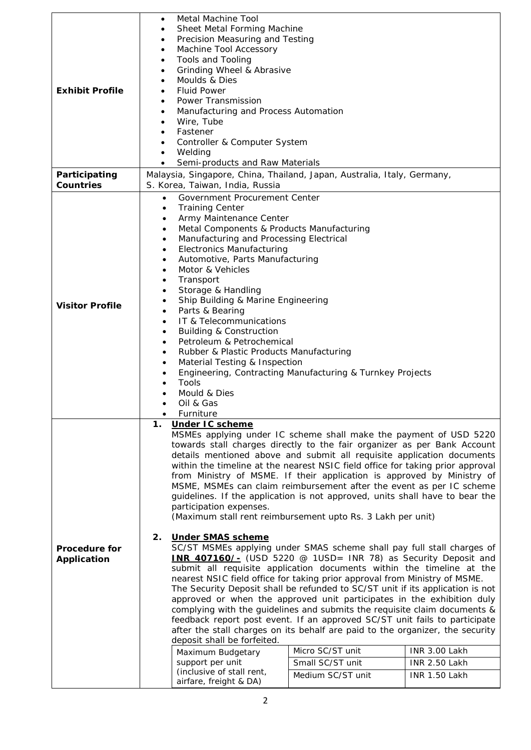| | |
|---|---|
| **Exhibit Profile** | • Metal Machine Tool<br>• Sheet Metal Forming Machine<br>• Precision Measuring and Testing<br>• Machine Tool Accessory<br>• Tools and Tooling<br>• Grinding Wheel & Abrasive<br>• Moulds & Dies<br>• Fluid Power<br>• Power Transmission<br>• Manufacturing and Process Automation<br>• Wire, Tube<br>• Fastener<br>• Controller & Computer System<br>• Welding<br>• Semi-products and Raw Materials |
| **Participating Countries** | Malaysia, Singapore, China, Thailand, Japan, Australia, Italy, Germany, S. Korea, Taiwan, India, Russia |
| **Visitor Profile** | • Government Procurement Center<br>• Training Center<br>• Army Maintenance Center<br>• Metal Components & Products Manufacturing<br>• Manufacturing and Processing Electrical<br>• Electronics Manufacturing<br>• Automotive, Parts Manufacturing<br>• Motor & Vehicles<br>• Transport<br>• Storage & Handling<br>• Ship Building & Marine Engineering<br>• Parts & Bearing<br>• IT & Telecommunications<br>• Building & Construction<br>• Petroleum & Petrochemical<br>• Rubber & Plastic Products Manufacturing<br>• Material Testing & Inspection<br>• Engineering, Contracting Manufacturing & Turnkey Projects<br>• Tools<br>• Mould & Dies<br>• Oil & Gas<br>• Furniture |
| **Procedure for Application** | **1. <u>Under IC scheme</u>**<br>MSMEs applying under IC scheme shall make the payment of USD 5220 towards stall charges directly to the fair organizer as per Bank Account details mentioned above and submit all requisite application documents within the timeline at the nearest NSIC field office for taking prior approval from Ministry of MSME. If their application is approved by Ministry of MSME, MSMEs can claim reimbursement after the event as per IC scheme guidelines. If the application is not approved, units shall have to bear the participation expenses.<br>(Maximum stall rent reimbursement upto Rs. 3 Lakh per unit)<br><br>**2. <u>Under SMAS scheme</u>**<br>SC/ST MSMEs applying under SMAS scheme shall pay full stall charges of **<u>INR 407160/-</u>** (USD 5220 @ 1USD= INR 78) as Security Deposit and submit all requisite application documents within the timeline at the nearest NSIC field office for taking prior approval from Ministry of MSME.<br>The Security Deposit shall be refunded to SC/ST unit if its application is not approved or when the approved unit participates in the exhibition duly complying with the guidelines and submits the requisite claim documents & feedback report post event. If an approved SC/ST unit fails to participate after the stall charges on its behalf are paid to the organizer, the security deposit shall be forfeited.<br><br>Maximum Budgetary support per unit (inclusive of stall rent, airfare, freight & DA):<br>Micro SC/ST unit — INR 3.00 Lakh<br>Small SC/ST unit — INR 2.50 Lakh<br>Medium SC/ST unit — INR 1.50 Lakh |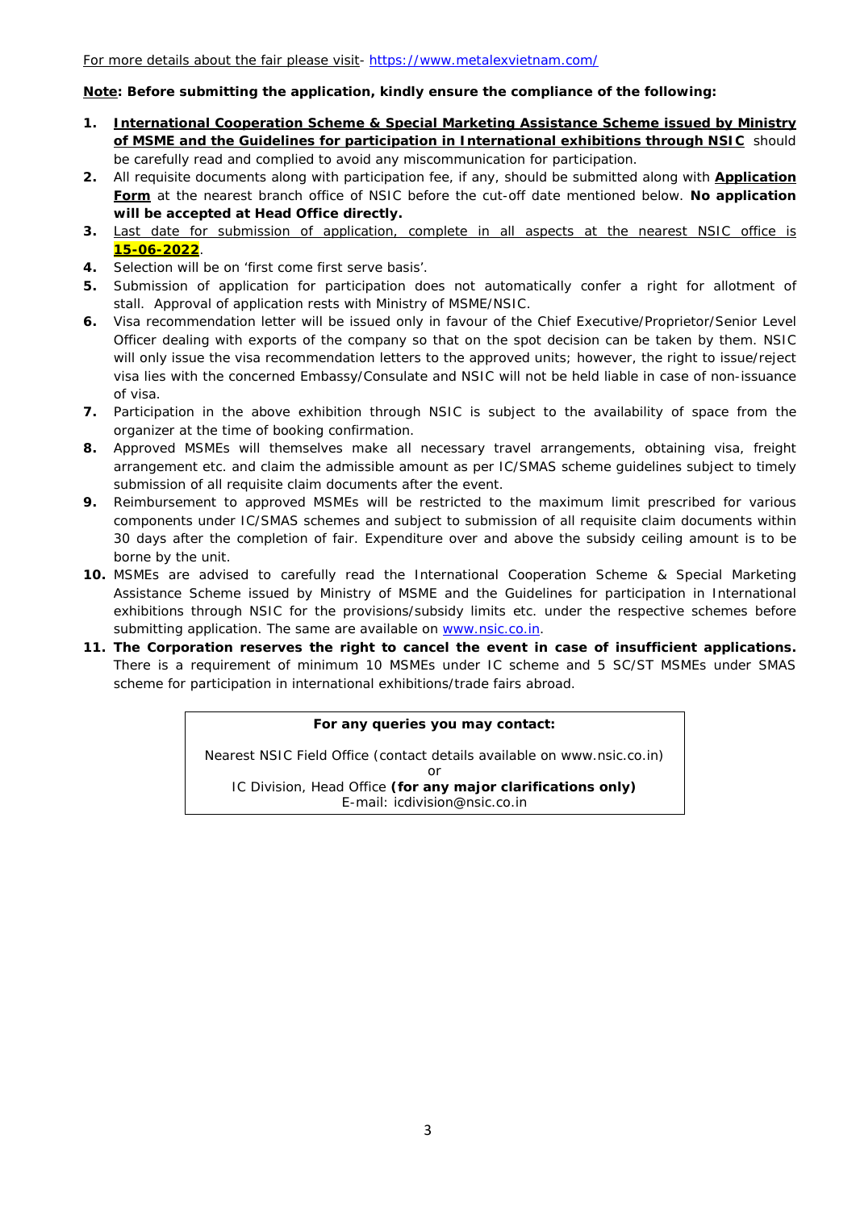For more details about the fair please visit- https://www.metalexvietnam.com/

**Note: Before submitting the application, kindly ensure the compliance of the following:**

1. **International Cooperation Scheme & Special Marketing Assistance Scheme issued by Ministry of MSME and the Guidelines for participation in International exhibitions through NSIC** should be carefully read and complied to avoid any miscommunication for participation.
2. All requisite documents along with participation fee, if any, should be submitted along with **Application Form** at the nearest branch office of NSIC before the cut-off date mentioned below. **No application will be accepted at Head Office directly.**
3. Last date for submission of application, complete in all aspects at the nearest NSIC office is **15-06-2022**.
4. Selection will be on 'first come first serve basis'.
5. Submission of application for participation does not automatically confer a right for allotment of stall. Approval of application rests with Ministry of MSME/NSIC.
6. Visa recommendation letter will be issued only in favour of the Chief Executive/Proprietor/Senior Level Officer dealing with exports of the company so that on the spot decision can be taken by them. NSIC will only issue the visa recommendation letters to the approved units; however, the right to issue/reject visa lies with the concerned Embassy/Consulate and NSIC will not be held liable in case of non-issuance of visa.
7. Participation in the above exhibition through NSIC is subject to the availability of space from the organizer at the time of booking confirmation.
8. Approved MSMEs will themselves make all necessary travel arrangements, obtaining visa, freight arrangement etc. and claim the admissible amount as per IC/SMAS scheme guidelines subject to timely submission of all requisite claim documents after the event.
9. Reimbursement to approved MSMEs will be restricted to the maximum limit prescribed for various components under IC/SMAS schemes and subject to submission of all requisite claim documents within 30 days after the completion of fair. Expenditure over and above the subsidy ceiling amount is to be borne by the unit.
10. MSMEs are advised to carefully read the International Cooperation Scheme & Special Marketing Assistance Scheme issued by Ministry of MSME and the Guidelines for participation in International exhibitions through NSIC for the provisions/subsidy limits etc. under the respective schemes before submitting application. The same are available on www.nsic.co.in.
11. **The Corporation reserves the right to cancel the event in case of insufficient applications.** There is a requirement of minimum 10 MSMEs under IC scheme and 5 SC/ST MSMEs under SMAS scheme for participation in international exhibitions/trade fairs abroad.

**For any queries you may contact:**

Nearest NSIC Field Office (contact details available on www.nsic.co.in)
or
IC Division, Head Office **(for any major clarifications only)**
E-mail: icdivision@nsic.co.in